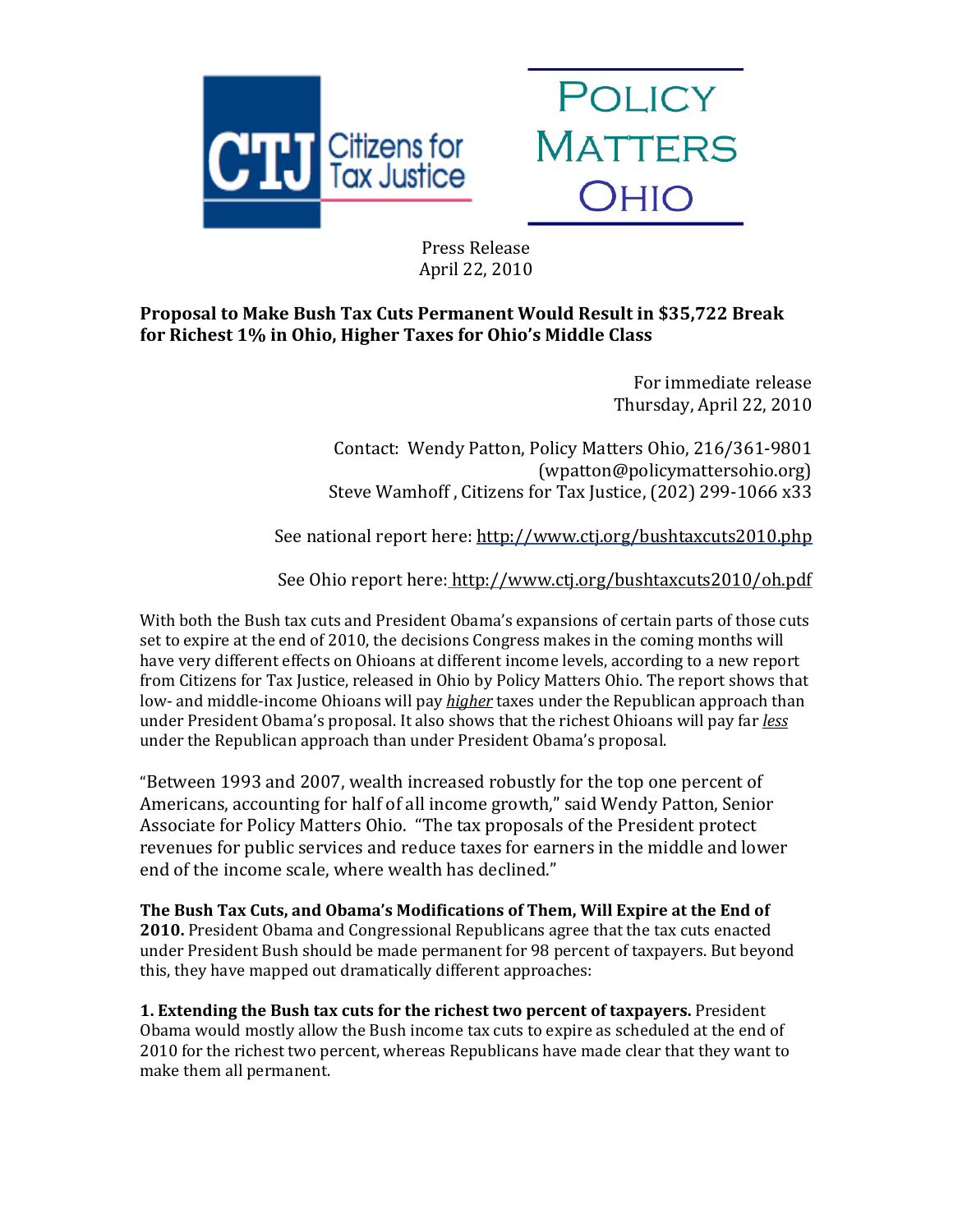Citizens for Tax Justice

Policy Matters Ohio

Press Release
April 22, 2010

**Proposal to Make Bush Tax Cuts Permanent Would Result in $35,722 Break for Richest 1% in Ohio, Higher Taxes for Ohio's Middle Class**

For immediate release
Thursday, April 22, 2010

Contact: Wendy Patton, Policy Matters Ohio, 216/361-9801
(wpatton@policymattersohio.org)
Steve Wamhoff , Citizens for Tax Justice, (202) 299-1066 x33

See national report here: http://www.ctj.org/bushtaxcuts2010.php

See Ohio report here: http://www.ctj.org/bushtaxcuts2010/oh.pdf

With both the Bush tax cuts and President Obama's expansions of certain parts of those cuts set to expire at the end of 2010, the decisions Congress makes in the coming months will have very different effects on Ohioans at different income levels, according to a new report from Citizens for Tax Justice, released in Ohio by Policy Matters Ohio. The report shows that low- and middle-income Ohioans will pay ***higher*** taxes under the Republican approach than under President Obama's proposal. It also shows that the richest Ohioans will pay far ***less*** under the Republican approach than under President Obama's proposal.

"Between 1993 and 2007, wealth increased robustly for the top one percent of Americans, accounting for half of all income growth," said Wendy Patton, Senior Associate for Policy Matters Ohio. "The tax proposals of the President protect revenues for public services and reduce taxes for earners in the middle and lower end of the income scale, where wealth has declined."

**The Bush Tax Cuts, and Obama's Modifications of Them, Will Expire at the End of 2010.** President Obama and Congressional Republicans agree that the tax cuts enacted under President Bush should be made permanent for 98 percent of taxpayers. But beyond this, they have mapped out dramatically different approaches:

**1. Extending the Bush tax cuts for the richest two percent of taxpayers.** President Obama would mostly allow the Bush income tax cuts to expire as scheduled at the end of 2010 for the richest two percent, whereas Republicans have made clear that they want to make them all permanent.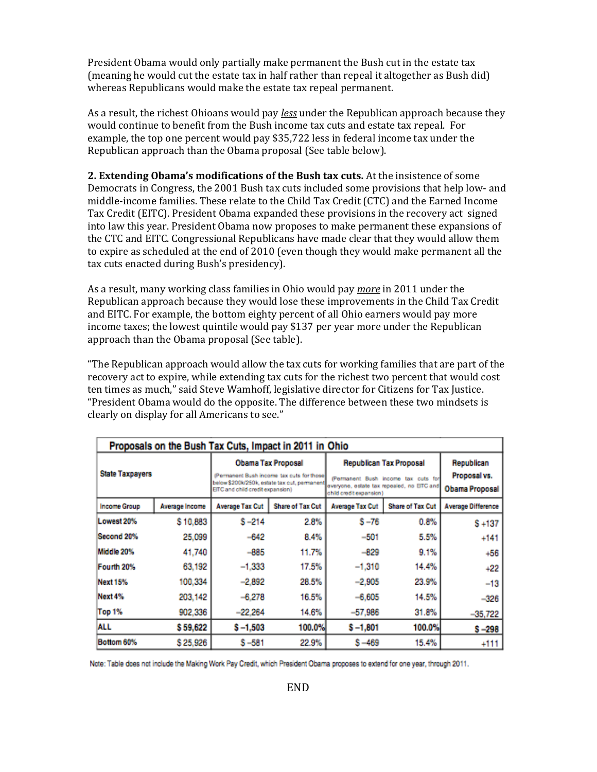President Obama would only partially make permanent the Bush cut in the estate tax (meaning he would cut the estate tax in half rather than repeal it altogether as Bush did) whereas Republicans would make the estate tax repeal permanent.

As a result, the richest Ohioans would pay *less* under the Republican approach because they would continue to benefit from the Bush income tax cuts and estate tax repeal. For example, the top one percent would pay $35,722 less in federal income tax under the Republican approach than the Obama proposal (See table below).

**2. Extending Obama's modifications of the Bush tax cuts.** At the insistence of some Democrats in Congress, the 2001 Bush tax cuts included some provisions that help low- and middle-income families. These relate to the Child Tax Credit (CTC) and the Earned Income Tax Credit (EITC). President Obama expanded these provisions in the recovery act signed into law this year. President Obama now proposes to make permanent these expansions of the CTC and EITC. Congressional Republicans have made clear that they would allow them to expire as scheduled at the end of 2010 (even though they would make permanent all the tax cuts enacted during Bush's presidency).

As a result, many working class families in Ohio would pay *more* in 2011 under the Republican approach because they would lose these improvements in the Child Tax Credit and EITC. For example, the bottom eighty percent of all Ohio earners would pay more income taxes; the lowest quintile would pay $137 per year more under the Republican approach than the Obama proposal (See table).

"The Republican approach would allow the tax cuts for working families that are part of the recovery act to expire, while extending tax cuts for the richest two percent that would cost ten times as much," said Steve Wamhoff, legislative director for Citizens for Tax Justice. "President Obama would do the opposite. The difference between these two mindsets is clearly on display for all Americans to see."

**Proposals on the Bush Tax Cuts, Impact in 2011 in Ohio**

| State Taxpayers | | Obama Tax Proposal (Permanent Bush income tax cuts for those below $200k/250k, estate tax cut, permanent EITC and child credit expansion) | | Republican Tax Proposal (Permanent Bush income tax cuts for everyone, estate tax repealed, no EITC and child credit expansion) | | Republican Proposal vs. Obama Proposal |
|---|---|---|---|---|---|---|
| Income Group | Average Income | Average Tax Cut | Share of Tax Cut | Average Tax Cut | Share of Tax Cut | Average Difference |
| Lowest 20% | $ 10,883 | $ –214 | 2.8% | $ –76 | 0.8% | $ +137 |
| Second 20% | 25,099 | –642 | 8.4% | –501 | 5.5% | +141 |
| Middle 20% | 41,740 | –885 | 11.7% | –829 | 9.1% | +56 |
| Fourth 20% | 63,192 | –1,333 | 17.5% | –1,310 | 14.4% | +22 |
| Next 15% | 100,334 | –2,892 | 28.5% | –2,905 | 23.9% | –13 |
| Next 4% | 203,142 | –6,278 | 16.5% | –6,605 | 14.5% | –326 |
| Top 1% | 902,336 | –22,264 | 14.6% | –57,986 | 31.8% | –35,722 |
| **ALL** | **$ 59,622** | **$ –1,503** | **100.0%** | **$ –1,801** | **100.0%** | **$ –298** |
| Bottom 60% | $ 25,926 | $ –581 | 22.9% | $ –469 | 15.4% | +111 |

Note: Table does not include the Making Work Pay Credit, which President Obama proposes to extend for one year, through 2011.

END